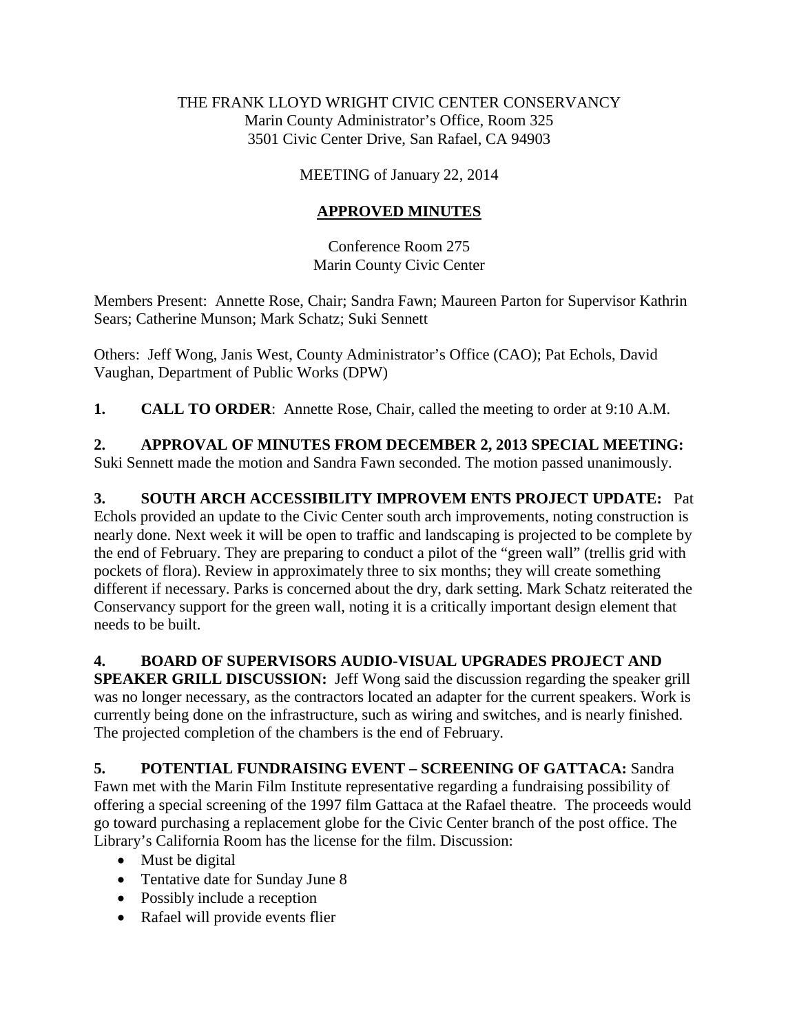THE FRANK LLOYD WRIGHT CIVIC CENTER CONSERVANCY
Marin County Administrator's Office, Room 325
3501 Civic Center Drive, San Rafael, CA 94903

MEETING of January 22, 2014

**APPROVED MINUTES**

Conference Room 275
Marin County Civic Center

Members Present: Annette Rose, Chair; Sandra Fawn; Maureen Parton for Supervisor Kathrin Sears; Catherine Munson; Mark Schatz; Suki Sennett

Others: Jeff Wong, Janis West, County Administrator's Office (CAO); Pat Echols, David Vaughan, Department of Public Works (DPW)

**1. CALL TO ORDER**: Annette Rose, Chair, called the meeting to order at 9:10 A.M.

**2. APPROVAL OF MINUTES FROM DECEMBER 2, 2013 SPECIAL MEETING:** Suki Sennett made the motion and Sandra Fawn seconded. The motion passed unanimously.

**3. SOUTH ARCH ACCESSIBILITY IMPROVEM ENTS PROJECT UPDATE:** Pat Echols provided an update to the Civic Center south arch improvements, noting construction is nearly done. Next week it will be open to traffic and landscaping is projected to be complete by the end of February. They are preparing to conduct a pilot of the "green wall" (trellis grid with pockets of flora). Review in approximately three to six months; they will create something different if necessary. Parks is concerned about the dry, dark setting. Mark Schatz reiterated the Conservancy support for the green wall, noting it is a critically important design element that needs to be built.

**4. BOARD OF SUPERVISORS AUDIO-VISUAL UPGRADES PROJECT AND SPEAKER GRILL DISCUSSION:** Jeff Wong said the discussion regarding the speaker grill was no longer necessary, as the contractors located an adapter for the current speakers. Work is currently being done on the infrastructure, such as wiring and switches, and is nearly finished. The projected completion of the chambers is the end of February.

**5. POTENTIAL FUNDRAISING EVENT – SCREENING OF GATTACA:** Sandra Fawn met with the Marin Film Institute representative regarding a fundraising possibility of offering a special screening of the 1997 film Gattaca at the Rafael theatre. The proceeds would go toward purchasing a replacement globe for the Civic Center branch of the post office. The Library's California Room has the license for the film. Discussion:

- Must be digital
- Tentative date for Sunday June 8
- Possibly include a reception
- Rafael will provide events flier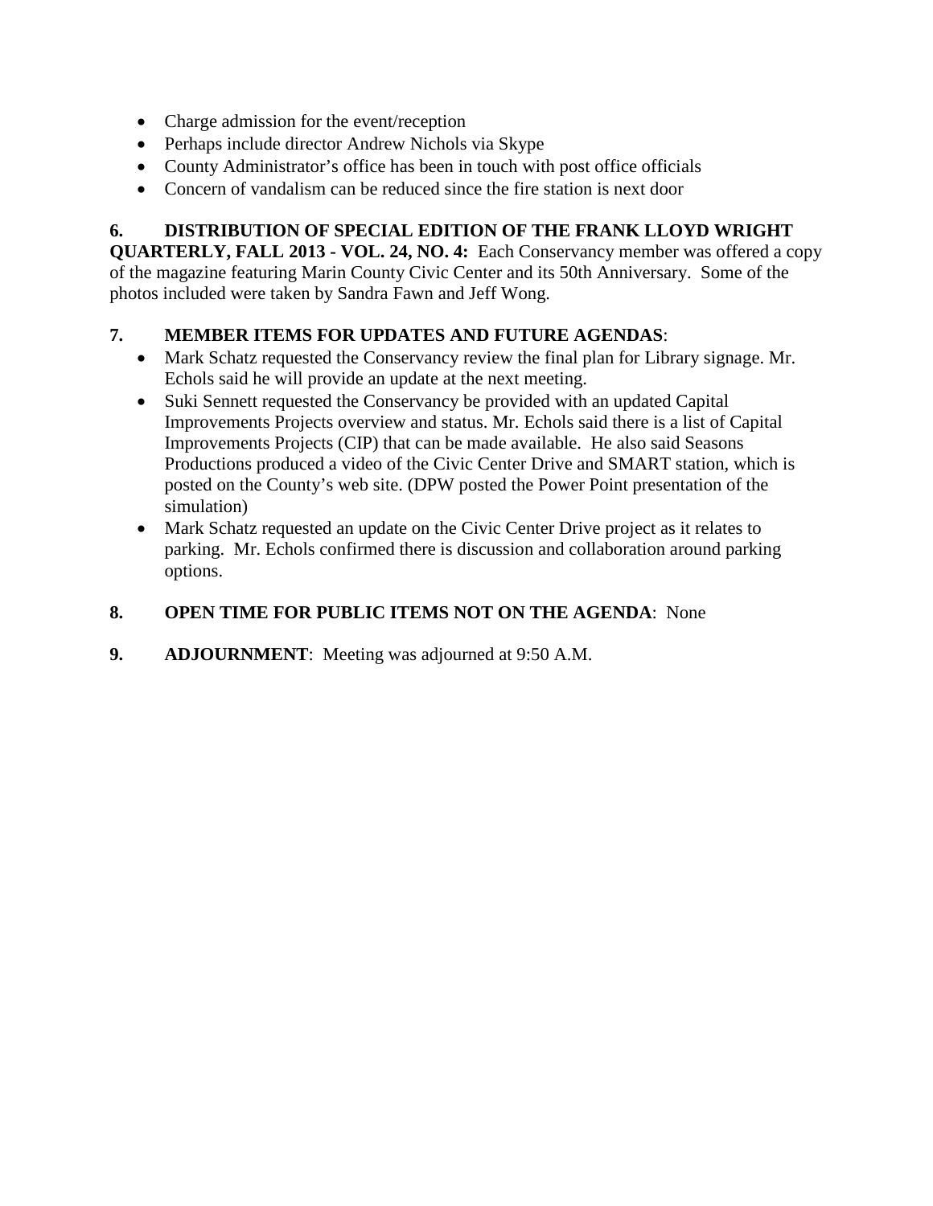- Charge admission for the event/reception
- Perhaps include director Andrew Nichols via Skype
- County Administrator's office has been in touch with post office officials
- Concern of vandalism can be reduced since the fire station is next door

**6. DISTRIBUTION OF SPECIAL EDITION OF THE FRANK LLOYD WRIGHT QUARTERLY, FALL 2013 - VOL. 24, NO. 4:** Each Conservancy member was offered a copy of the magazine featuring Marin County Civic Center and its 50th Anniversary. Some of the photos included were taken by Sandra Fawn and Jeff Wong.

**7. MEMBER ITEMS FOR UPDATES AND FUTURE AGENDAS**:

- Mark Schatz requested the Conservancy review the final plan for Library signage. Mr. Echols said he will provide an update at the next meeting.
- Suki Sennett requested the Conservancy be provided with an updated Capital Improvements Projects overview and status. Mr. Echols said there is a list of Capital Improvements Projects (CIP) that can be made available. He also said Seasons Productions produced a video of the Civic Center Drive and SMART station, which is posted on the County's web site. (DPW posted the Power Point presentation of the simulation)
- Mark Schatz requested an update on the Civic Center Drive project as it relates to parking. Mr. Echols confirmed there is discussion and collaboration around parking options.

**8. OPEN TIME FOR PUBLIC ITEMS NOT ON THE AGENDA**: None

**9. ADJOURNMENT**: Meeting was adjourned at 9:50 A.M.